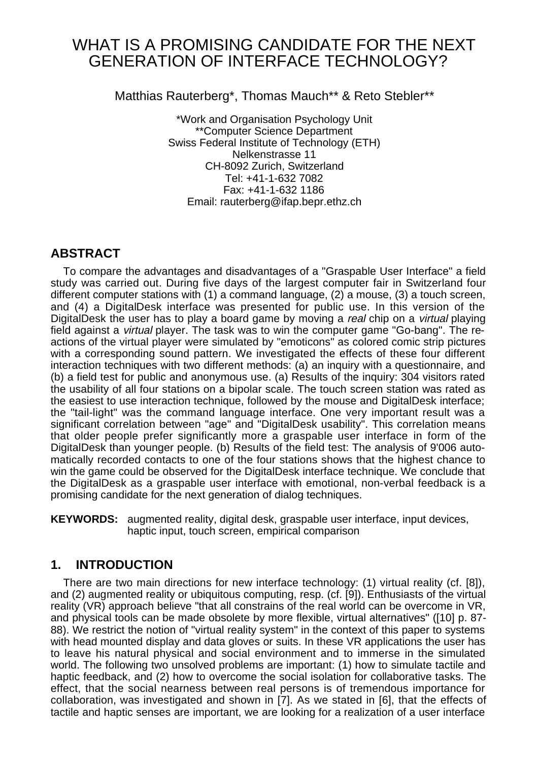# WHAT IS A PROMISING CANDIDATE FOR THE NEXT GENERATION OF INTERFACE TECHNOLOGY?

Matthias Rauterberg*, Thomas Mauch** & Reto Stebler**

*Work and Organisation Psychology Unit
**Computer Science Department
Swiss Federal Institute of Technology (ETH)
Nelkenstrasse 11
CH-8092 Zurich, Switzerland
Tel: +41-1-632 7082
Fax: +41-1-632 1186
Email: rauterberg@ifap.bepr.ethz.ch

## ABSTRACT

To compare the advantages and disadvantages of a "Graspable User Interface" a field study was carried out. During five days of the largest computer fair in Switzerland four different computer stations with (1) a command language, (2) a mouse, (3) a touch screen, and (4) a DigitalDesk interface was presented for public use. In this version of the DigitalDesk the user has to play a board game by moving a *real* chip on a *virtual* playing field against a *virtual* player. The task was to win the computer game "Go-bang". The reactions of the virtual player were simulated by "emoticons" as colored comic strip pictures with a corresponding sound pattern. We investigated the effects of these four different interaction techniques with two different methods: (a) an inquiry with a questionnaire, and (b) a field test for public and anonymous use. (a) Results of the inquiry: 304 visitors rated the usability of all four stations on a bipolar scale. The touch screen station was rated as the easiest to use interaction technique, followed by the mouse and DigitalDesk interface; the "tail-light" was the command language interface. One very important result was a significant correlation between "age" and "DigitalDesk usability". This correlation means that older people prefer significantly more a graspable user interface in form of the DigitalDesk than younger people. (b) Results of the field test: The analysis of 9'006 automatically recorded contacts to one of the four stations shows that the highest chance to win the game could be observed for the DigitalDesk interface technique. We conclude that the DigitalDesk as a graspable user interface with emotional, non-verbal feedback is a promising candidate for the next generation of dialog techniques.

**KEYWORDS:** augmented reality, digital desk, graspable user interface, input devices, haptic input, touch screen, empirical comparison

## 1. INTRODUCTION

There are two main directions for new interface technology: (1) virtual reality (cf. [8]), and (2) augmented reality or ubiquitous computing, resp. (cf. [9]). Enthusiasts of the virtual reality (VR) approach believe "that all constrains of the real world can be overcome in VR, and physical tools can be made obsolete by more flexible, virtual alternatives" ([10] p. 87-88). We restrict the notion of "virtual reality system" in the context of this paper to systems with head mounted display and data gloves or suits. In these VR applications the user has to leave his natural physical and social environment and to immerse in the simulated world. The following two unsolved problems are important: (1) how to simulate tactile and haptic feedback, and (2) how to overcome the social isolation for collaborative tasks. The effect, that the social nearness between real persons is of tremendous importance for collaboration, was investigated and shown in [7]. As we stated in [6], that the effects of tactile and haptic senses are important, we are looking for a realization of a user interface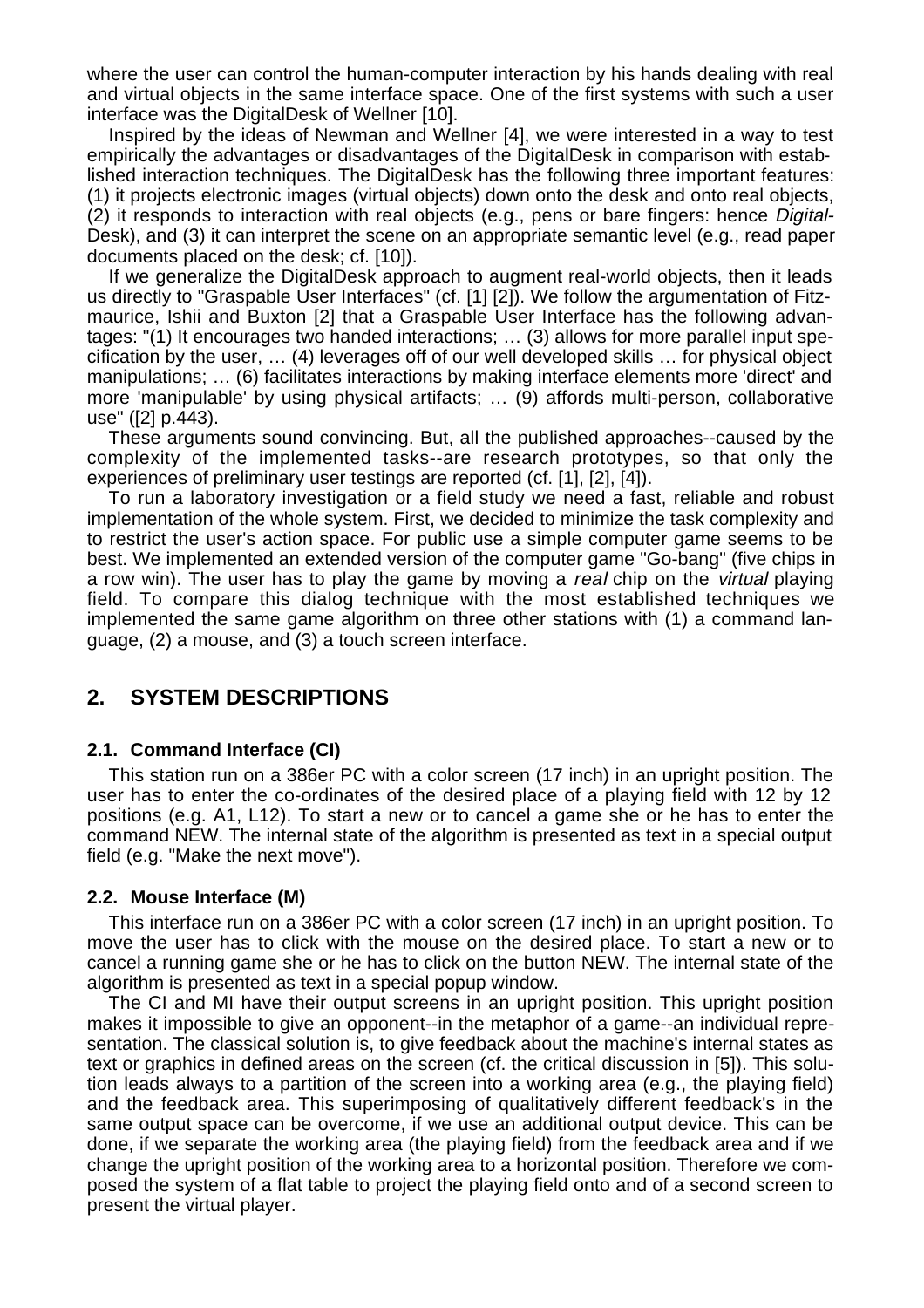where the user can control the human-computer interaction by his hands dealing with real and virtual objects in the same interface space. One of the first systems with such a user interface was the DigitalDesk of Wellner [10].

Inspired by the ideas of Newman and Wellner [4], we were interested in a way to test empirically the advantages or disadvantages of the DigitalDesk in comparison with established interaction techniques. The DigitalDesk has the following three important features: (1) it projects electronic images (virtual objects) down onto the desk and onto real objects, (2) it responds to interaction with real objects (e.g., pens or bare fingers: hence *Digital*-Desk), and (3) it can interpret the scene on an appropriate semantic level (e.g., read paper documents placed on the desk; cf. [10]).

If we generalize the DigitalDesk approach to augment real-world objects, then it leads us directly to "Graspable User Interfaces" (cf. [1] [2]). We follow the argumentation of Fitzmaurice, Ishii and Buxton [2] that a Graspable User Interface has the following advantages: "(1) It encourages two handed interactions; … (3) allows for more parallel input specification by the user, … (4) leverages off of our well developed skills … for physical object manipulations; … (6) facilitates interactions by making interface elements more 'direct' and more 'manipulable' by using physical artifacts; … (9) affords multi-person, collaborative use" ([2] p.443).

These arguments sound convincing. But, all the published approaches--caused by the complexity of the implemented tasks--are research prototypes, so that only the experiences of preliminary user testings are reported (cf. [1], [2], [4]).

To run a laboratory investigation or a field study we need a fast, reliable and robust implementation of the whole system. First, we decided to minimize the task complexity and to restrict the user's action space. For public use a simple computer game seems to be best. We implemented an extended version of the computer game "Go-bang" (five chips in a row win). The user has to play the game by moving a *real* chip on the *virtual* playing field. To compare this dialog technique with the most established techniques we implemented the same game algorithm on three other stations with (1) a command language, (2) a mouse, and (3) a touch screen interface.

## 2. SYSTEM DESCRIPTIONS

### 2.1. Command Interface (CI)

This station run on a 386er PC with a color screen (17 inch) in an upright position. The user has to enter the co-ordinates of the desired place of a playing field with 12 by 12 positions (e.g. A1, L12). To start a new or to cancel a game she or he has to enter the command NEW. The internal state of the algorithm is presented as text in a special output field (e.g. "Make the next move").

### 2.2. Mouse Interface (M)

This interface run on a 386er PC with a color screen (17 inch) in an upright position. To move the user has to click with the mouse on the desired place. To start a new or to cancel a running game she or he has to click on the button NEW. The internal state of the algorithm is presented as text in a special popup window.

The CI and MI have their output screens in an upright position. This upright position makes it impossible to give an opponent--in the metaphor of a game--an individual representation. The classical solution is, to give feedback about the machine's internal states as text or graphics in defined areas on the screen (cf. the critical discussion in [5]). This solution leads always to a partition of the screen into a working area (e.g., the playing field) and the feedback area. This superimposing of qualitatively different feedback's in the same output space can be overcome, if we use an additional output device. This can be done, if we separate the working area (the playing field) from the feedback area and if we change the upright position of the working area to a horizontal position. Therefore we composed the system of a flat table to project the playing field onto and of a second screen to present the virtual player.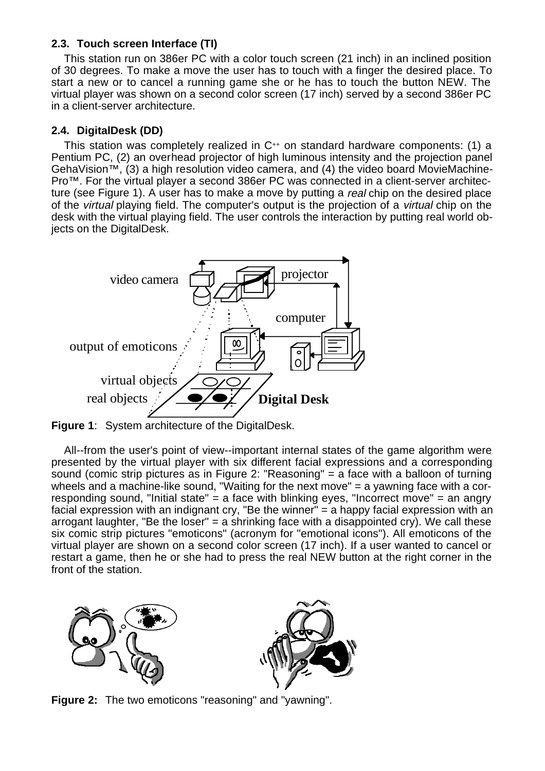### 2.3. Touch screen Interface (TI)

This station run on 386er PC with a color touch screen (21 inch) in an inclined position of 30 degrees. To make a move the user has to touch with a finger the desired place. To start a new or to cancel a running game she or he has to touch the button NEW. The virtual player was shown on a second color screen (17 inch) served by a second 386er PC in a client-server architecture.

### 2.4. DigitalDesk (DD)

This station was completely realized in C++ on standard hardware components: (1) a Pentium PC, (2) an overhead projector of high luminous intensity and the projection panel GehaVision™, (3) a high resolution video camera, and (4) the video board MovieMachine-Pro™. For the virtual player a second 386er PC was connected in a client-server architecture (see Figure 1). A user has to make a move by putting a *real* chip on the desired place of the *virtual* playing field. The computer's output is the projection of a *virtual* chip on the desk with the virtual playing field. The user controls the interaction by putting real world objects on the DigitalDesk.

**Figure 1**: System architecture of the DigitalDesk.

All--from the user's point of view--important internal states of the game algorithm were presented by the virtual player with six different facial expressions and a corresponding sound (comic strip pictures as in Figure 2: "Reasoning" = a face with a balloon of turning wheels and a machine-like sound, "Waiting for the next move" = a yawning face with a corresponding sound, "Initial state" = a face with blinking eyes, "Incorrect move" = an angry facial expression with an indignant cry, "Be the winner" = a happy facial expression with an arrogant laughter, "Be the loser" = a shrinking face with a disappointed cry). We call these six comic strip pictures "emoticons" (acronym for "emotional icons"). All emoticons of the virtual player are shown on a second color screen (17 inch). If a user wanted to cancel or restart a game, then he or she had to press the real NEW button at the right corner in the front of the station.

**Figure 2:** The two emoticons "reasoning" and "yawning".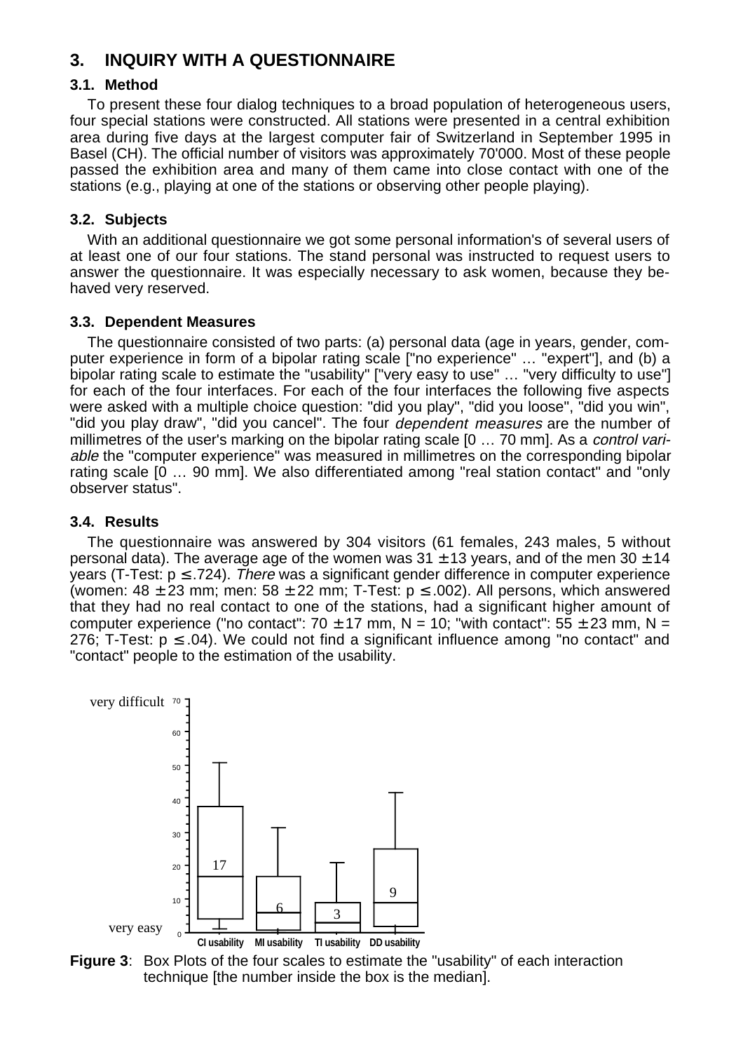## 3. INQUIRY WITH A QUESTIONNAIRE

### 3.1. Method

To present these four dialog techniques to a broad population of heterogeneous users, four special stations were constructed. All stations were presented in a central exhibition area during five days at the largest computer fair of Switzerland in September 1995 in Basel (CH). The official number of visitors was approximately 70'000. Most of these people passed the exhibition area and many of them came into close contact with one of the stations (e.g., playing at one of the stations or observing other people playing).

### 3.2. Subjects

With an additional questionnaire we got some personal information's of several users of at least one of our four stations. The stand personal was instructed to request users to answer the questionnaire. It was especially necessary to ask women, because they behaved very reserved.

### 3.3. Dependent Measures

The questionnaire consisted of two parts: (a) personal data (age in years, gender, computer experience in form of a bipolar rating scale ["no experience" … "expert"], and (b) a bipolar rating scale to estimate the "usability" ["very easy to use" … "very difficulty to use"] for each of the four interfaces. For each of the four interfaces the following five aspects were asked with a multiple choice question: "did you play", "did you loose", "did you win", "did you play draw", "did you cancel". The four *dependent measures* are the number of millimetres of the user's marking on the bipolar rating scale [0 … 70 mm]. As a *control variable* the "computer experience" was measured in millimetres on the corresponding bipolar rating scale [0 … 90 mm]. We also differentiated among "real station contact" and "only observer status".

### 3.4. Results

The questionnaire was answered by 304 visitors (61 females, 243 males, 5 without personal data). The average age of the women was 31 ± 13 years, and of the men 30 ± 14 years (T-Test: $p \leq .724$). *There* was a significant gender difference in computer experience (women: 48 ± 23 mm; men: 58 ± 22 mm; T-Test: $p \leq .002$). All persons, which answered that they had no real contact to one of the stations, had a significant higher amount of computer experience ("no contact": 70 ± 17 mm, N = 10; "with contact": 55 ± 23 mm, N = 276; T-Test: $p \leq .04$). We could not find a significant influence among "no contact" and "contact" people to the estimation of the usability.

**Figure 3**: Box Plots of the four scales to estimate the "usability" of each interaction technique [the number inside the box is the median].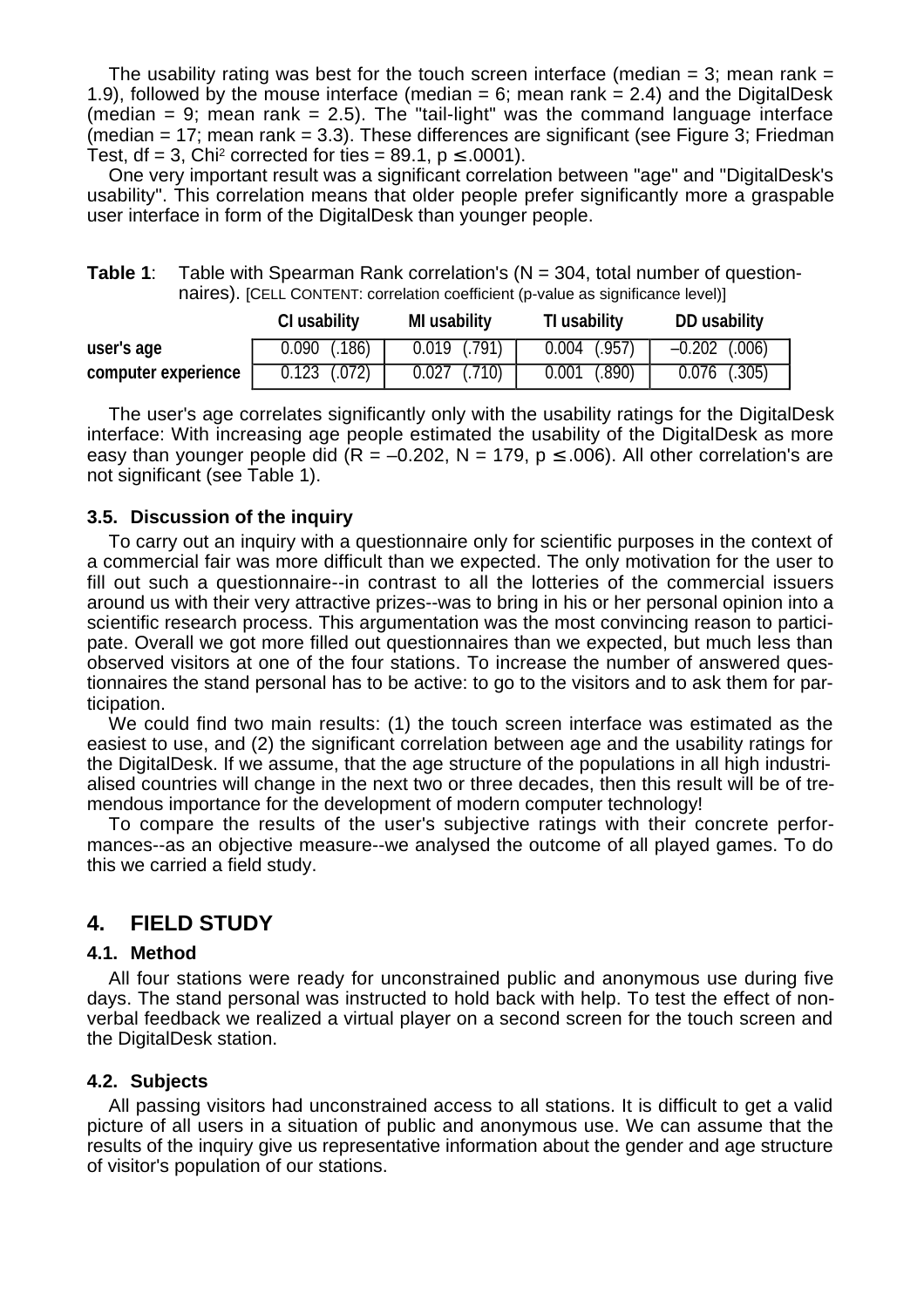The usability rating was best for the touch screen interface (median = 3; mean rank = 1.9), followed by the mouse interface (median = 6; mean rank = 2.4) and the DigitalDesk (median = 9; mean rank = 2.5). The "tail-light" was the command language interface (median = 17; mean rank = 3.3). These differences are significant (see Figure 3; Friedman Test, df = 3, $Chi^2$ corrected for ties = 89.1, $p \leq .0001$).

One very important result was a significant correlation between "age" and "DigitalDesk's usability". This correlation means that older people prefer significantly more a graspable user interface in form of the DigitalDesk than younger people.

**Table 1**: Table with Spearman Rank correlation's (N = 304, total number of questionnaires). [CELL CONTENT: correlation coefficient (p-value as significance level)]

| | CI usability | MI usability | TI usability | DD usability |
|---|---|---|---|---|
| **user's age** | 0.090 (.186) | 0.019 (.791) | 0.004 (.957) | –0.202 (.006) |
| **computer experience** | 0.123 (.072) | 0.027 (.710) | 0.001 (.890) | 0.076 (.305) |

The user's age correlates significantly only with the usability ratings for the DigitalDesk interface: With increasing age people estimated the usability of the DigitalDesk as more easy than younger people did (R = –0.202, N = 179, $p \leq .006$). All other correlation's are not significant (see Table 1).

### 3.5. Discussion of the inquiry

To carry out an inquiry with a questionnaire only for scientific purposes in the context of a commercial fair was more difficult than we expected. The only motivation for the user to fill out such a questionnaire--in contrast to all the lotteries of the commercial issuers around us with their very attractive prizes--was to bring in his or her personal opinion into a scientific research process. This argumentation was the most convincing reason to participate. Overall we got more filled out questionnaires than we expected, but much less than observed visitors at one of the four stations. To increase the number of answered questionnaires the stand personal has to be active: to go to the visitors and to ask them for participation.

We could find two main results: (1) the touch screen interface was estimated as the easiest to use, and (2) the significant correlation between age and the usability ratings for the DigitalDesk. If we assume, that the age structure of the populations in all high industrialised countries will change in the next two or three decades, then this result will be of tremendous importance for the development of modern computer technology!

To compare the results of the user's subjective ratings with their concrete performances--as an objective measure--we analysed the outcome of all played games. To do this we carried a field study.

## 4. FIELD STUDY

### 4.1. Method

All four stations were ready for unconstrained public and anonymous use during five days. The stand personal was instructed to hold back with help. To test the effect of nonverbal feedback we realized a virtual player on a second screen for the touch screen and the DigitalDesk station.

### 4.2. Subjects

All passing visitors had unconstrained access to all stations. It is difficult to get a valid picture of all users in a situation of public and anonymous use. We can assume that the results of the inquiry give us representative information about the gender and age structure of visitor's population of our stations.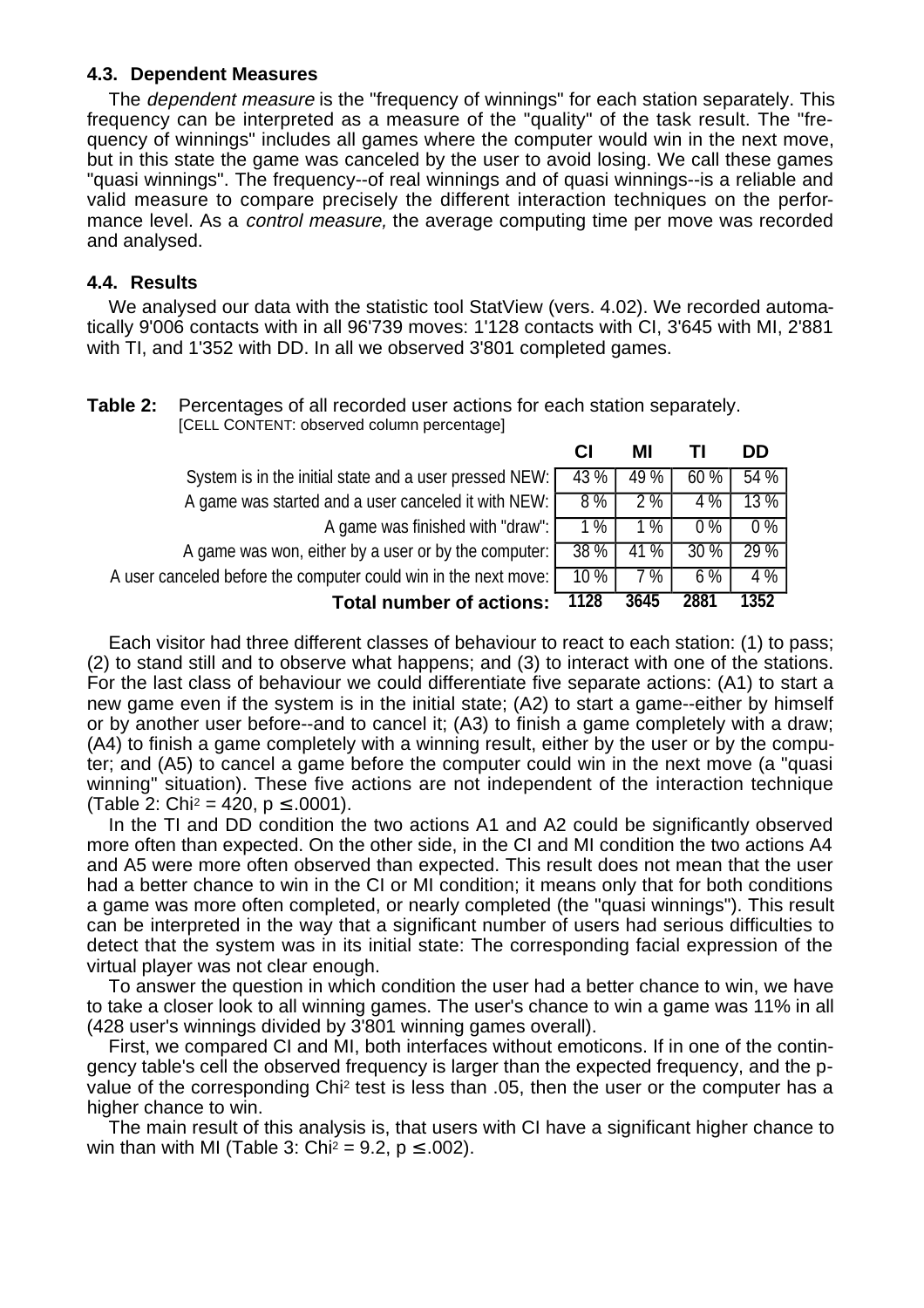### 4.3. Dependent Measures

The *dependent measure* is the "frequency of winnings" for each station separately. This frequency can be interpreted as a measure of the "quality" of the task result. The "frequency of winnings" includes all games where the computer would win in the next move, but in this state the game was canceled by the user to avoid losing. We call these games "quasi winnings". The frequency--of real winnings and of quasi winnings--is a reliable and valid measure to compare precisely the different interaction techniques on the performance level. As a *control measure,* the average computing time per move was recorded and analysed.

### 4.4. Results

We analysed our data with the statistic tool StatView (vers. 4.02). We recorded automatically 9'006 contacts with in all 96'739 moves: 1'128 contacts with CI, 3'645 with MI, 2'881 with TI, and 1'352 with DD. In all we observed 3'801 completed games.

**Table 2:** Percentages of all recorded user actions for each station separately.
[CELL CONTENT: observed column percentage]

| | CI | MI | TI | DD |
|---|---|---|---|---|
| System is in the initial state and a user pressed NEW: | 43 % | 49 % | 60 % | 54 % |
| A game was started and a user canceled it with NEW: | 8 % | 2 % | 4 % | 13 % |
| A game was finished with "draw": | 1 % | 1 % | 0 % | 0 % |
| A game was won, either by a user or by the computer: | 38 % | 41 % | 30 % | 29 % |
| A user canceled before the computer could win in the next move: | 10 % | 7 % | 6 % | 4 % |
| **Total number of actions:** | **1128** | **3645** | **2881** | **1352** |

Each visitor had three different classes of behaviour to react to each station: (1) to pass; (2) to stand still and to observe what happens; and (3) to interact with one of the stations. For the last class of behaviour we could differentiate five separate actions: (A1) to start a new game even if the system is in the initial state; (A2) to start a game--either by himself or by another user before--and to cancel it; (A3) to finish a game completely with a draw; (A4) to finish a game completely with a winning result, either by the user or by the computer; and (A5) to cancel a game before the computer could win in the next move (a "quasi winning" situation). These five actions are not independent of the interaction technique (Table 2: $Chi^2 = 420$, $p \leq .0001$).

In the TI and DD condition the two actions A1 and A2 could be significantly observed more often than expected. On the other side, in the CI and MI condition the two actions A4 and A5 were more often observed than expected. This result does not mean that the user had a better chance to win in the CI or MI condition; it means only that for both conditions a game was more often completed, or nearly completed (the "quasi winnings"). This result can be interpreted in the way that a significant number of users had serious difficulties to detect that the system was in its initial state: The corresponding facial expression of the virtual player was not clear enough.

To answer the question in which condition the user had a better chance to win, we have to take a closer look to all winning games. The user's chance to win a game was 11% in all (428 user's winnings divided by 3'801 winning games overall).

First, we compared CI and MI, both interfaces without emoticons. If in one of the contingency table's cell the observed frequency is larger than the expected frequency, and the p-value of the corresponding $Chi^2$ test is less than .05, then the user or the computer has a higher chance to win.

The main result of this analysis is, that users with CI have a significant higher chance to win than with MI (Table 3: $Chi^2 = 9.2$, $p \leq .002$).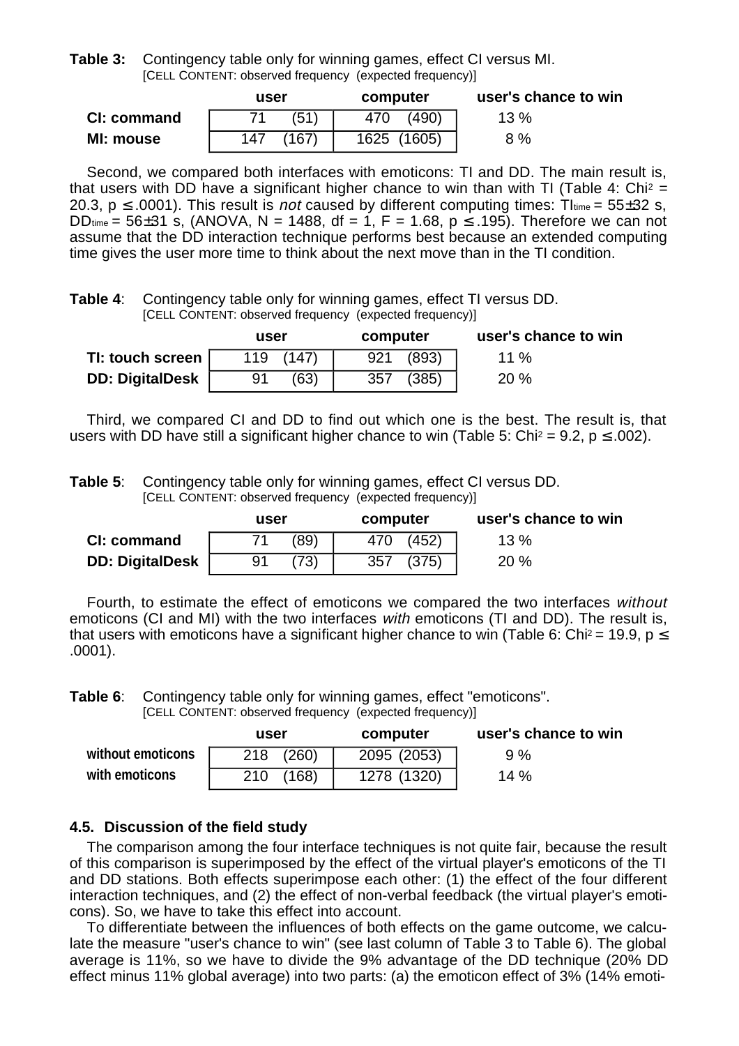**Table 3:** Contingency table only for winning games, effect CI versus MI.
[CELL CONTENT: observed frequency (expected frequency)]

| | user | computer | user's chance to win |
|---|---|---|---|
| **CI: command** | 71 (51) | 470 (490) | 13 % |
| **MI: mouse** | 147 (167) | 1625 (1605) | 8 % |

Second, we compared both interfaces with emoticons: TI and DD. The main result is, that users with DD have a significant higher chance to win than with TI (Table 4: $Chi^2$ = 20.3, $p \leq .0001$). This result is *not* caused by different computing times: $TI_{time}$ = 55±32 s, $DD_{time}$ = 56±31 s, (ANOVA, N = 1488, df = 1, F = 1.68, $p \leq .195$). Therefore we can not assume that the DD interaction technique performs best because an extended computing time gives the user more time to think about the next move than in the TI condition.

**Table 4**: Contingency table only for winning games, effect TI versus DD.
[CELL CONTENT: observed frequency (expected frequency)]

| | user | computer | user's chance to win |
|---|---|---|---|
| **TI: touch screen** | 119 (147) | 921 (893) | 11 % |
| **DD: DigitalDesk** | 91 (63) | 357 (385) | 20 % |

Third, we compared CI and DD to find out which one is the best. The result is, that users with DD have still a significant higher chance to win (Table 5: $Chi^2$ = 9.2, $p \leq .002$).

**Table 5**: Contingency table only for winning games, effect CI versus DD.
[CELL CONTENT: observed frequency (expected frequency)]

| | user | computer | user's chance to win |
|---|---|---|---|
| **CI: command** | 71 (89) | 470 (452) | 13 % |
| **DD: DigitalDesk** | 91 (73) | 357 (375) | 20 % |

Fourth, to estimate the effect of emoticons we compared the two interfaces *without* emoticons (CI and MI) with the two interfaces *with* emoticons (TI and DD). The result is, that users with emoticons have a significant higher chance to win (Table 6: $Chi^2$ = 19.9, $p \leq .0001$).

**Table 6**: Contingency table only for winning games, effect "emoticons".
[CELL CONTENT: observed frequency (expected frequency)]

| | user | computer | user's chance to win |
|---|---|---|---|
| **without emoticons** | 218 (260) | 2095 (2053) | 9 % |
| **with emoticons** | 210 (168) | 1278 (1320) | 14 % |

### 4.5. Discussion of the field study

The comparison among the four interface techniques is not quite fair, because the result of this comparison is superimposed by the effect of the virtual player's emoticons of the TI and DD stations. Both effects superimpose each other: (1) the effect of the four different interaction techniques, and (2) the effect of non-verbal feedback (the virtual player's emoticons). So, we have to take this effect into account.

To differentiate between the influences of both effects on the game outcome, we calculate the measure "user's chance to win" (see last column of Table 3 to Table 6). The global average is 11%, so we have to divide the 9% advantage of the DD technique (20% DD effect minus 11% global average) into two parts: (a) the emoticon effect of 3% (14% emoti-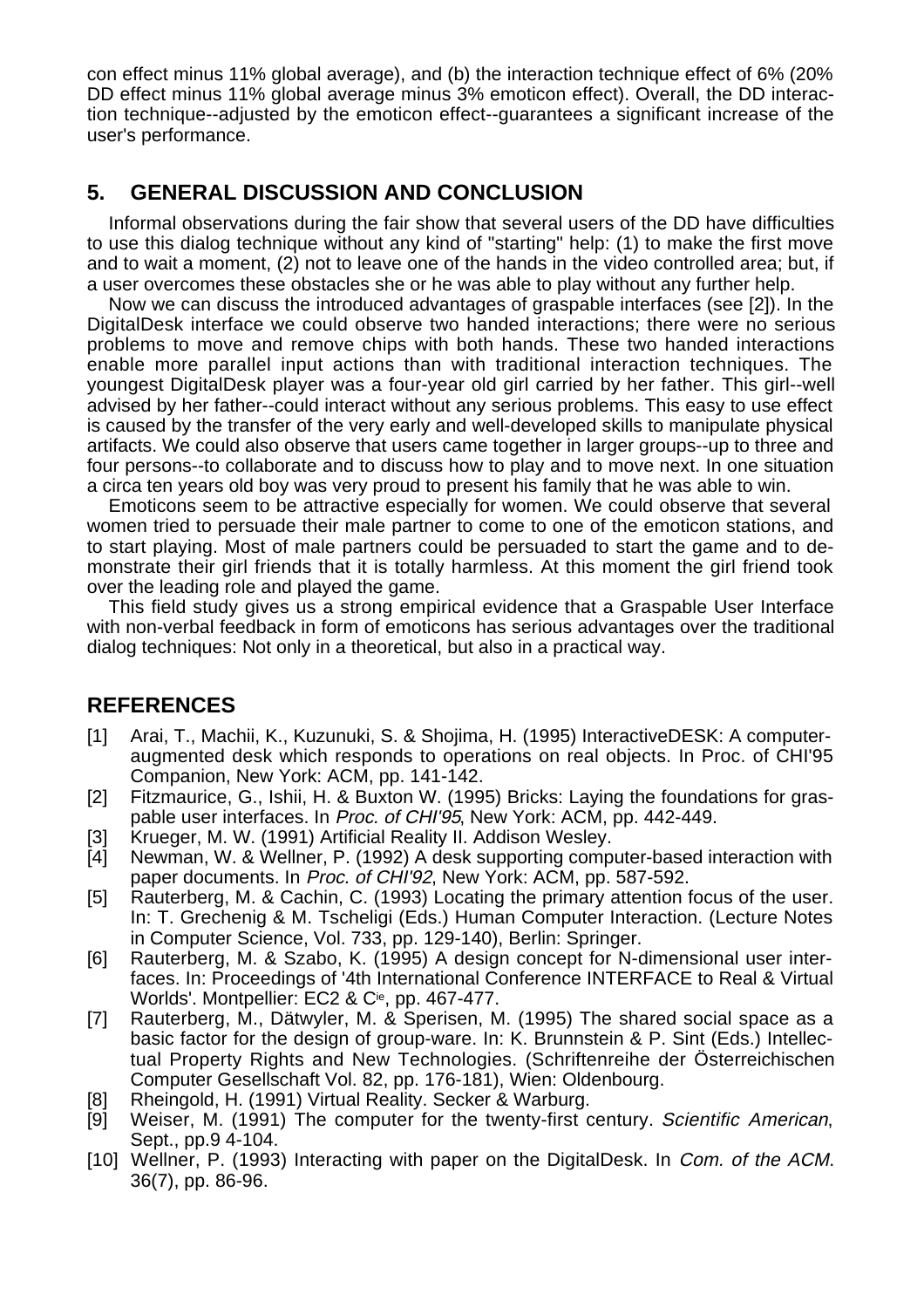con effect minus 11% global average), and (b) the interaction technique effect of 6% (20% DD effect minus 11% global average minus 3% emoticon effect). Overall, the DD interaction technique--adjusted by the emoticon effect--guarantees a significant increase of the user's performance.

## 5. GENERAL DISCUSSION AND CONCLUSION

Informal observations during the fair show that several users of the DD have difficulties to use this dialog technique without any kind of "starting" help: (1) to make the first move and to wait a moment, (2) not to leave one of the hands in the video controlled area; but, if a user overcomes these obstacles she or he was able to play without any further help.

Now we can discuss the introduced advantages of graspable interfaces (see [2]). In the DigitalDesk interface we could observe two handed interactions; there were no serious problems to move and remove chips with both hands. These two handed interactions enable more parallel input actions than with traditional interaction techniques. The youngest DigitalDesk player was a four-year old girl carried by her father. This girl--well advised by her father--could interact without any serious problems. This easy to use effect is caused by the transfer of the very early and well-developed skills to manipulate physical artifacts. We could also observe that users came together in larger groups--up to three and four persons--to collaborate and to discuss how to play and to move next. In one situation a circa ten years old boy was very proud to present his family that he was able to win.

Emoticons seem to be attractive especially for women. We could observe that several women tried to persuade their male partner to come to one of the emoticon stations, and to start playing. Most of male partners could be persuaded to start the game and to demonstrate their girl friends that it is totally harmless. At this moment the girl friend took over the leading role and played the game.

This field study gives us a strong empirical evidence that a Graspable User Interface with non-verbal feedback in form of emoticons has serious advantages over the traditional dialog techniques: Not only in a theoretical, but also in a practical way.

## REFERENCES

[1] Arai, T., Machii, K., Kuzunuki, S. & Shojima, H. (1995) InteractiveDESK: A computer-augmented desk which responds to operations on real objects. In Proc. of CHI'95 Companion, New York: ACM, pp. 141-142.

[2] Fitzmaurice, G., Ishii, H. & Buxton W. (1995) Bricks: Laying the foundations for graspable user interfaces. In *Proc. of CHI'95*, New York: ACM, pp. 442-449.

[3] Krueger, M. W. (1991) Artificial Reality II. Addison Wesley.

[4] Newman, W. & Wellner, P. (1992) A desk supporting computer-based interaction with paper documents. In *Proc. of CHI'92*, New York: ACM, pp. 587-592.

[5] Rauterberg, M. & Cachin, C. (1993) Locating the primary attention focus of the user. In: T. Grechenig & M. Tscheligi (Eds.) Human Computer Interaction. (Lecture Notes in Computer Science, Vol. 733, pp. 129-140), Berlin: Springer.

[6] Rauterberg, M. & Szabo, K. (1995) A design concept for N-dimensional user interfaces. In: Proceedings of '4th International Conference INTERFACE to Real & Virtual Worlds'. Montpellier: EC2 & Cie, pp. 467-477.

[7] Rauterberg, M., Dätwyler, M. & Sperisen, M. (1995) The shared social space as a basic factor for the design of group-ware. In: K. Brunnstein & P. Sint (Eds.) Intellectual Property Rights and New Technologies. (Schriftenreihe der Österreichischen Computer Gesellschaft Vol. 82, pp. 176-181), Wien: Oldenbourg.

[8] Rheingold, H. (1991) Virtual Reality. Secker & Warburg.

[9] Weiser, M. (1991) The computer for the twenty-first century. *Scientific American*, Sept., pp.9 4-104.

[10] Wellner, P. (1993) Interacting with paper on the DigitalDesk. In *Com. of the ACM*. 36(7), pp. 86-96.